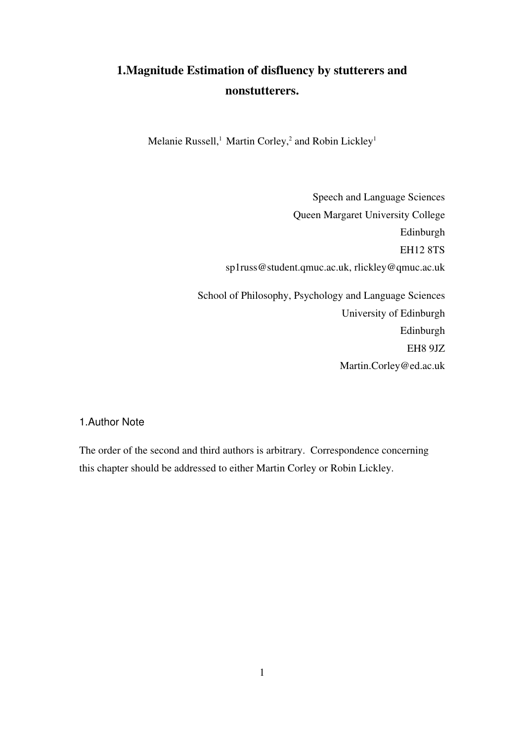# 1.Magnitude Estimation of disfluency by stutterers and nonstutterers.

Melanie Russell,[1] Martin Corley,[2] and Robin Lickley[1]

Speech and Language Sciences
Queen Margaret University College
Edinburgh
EH12 8TS
sp1russ@student.qmuc.ac.uk, rlickley@qmuc.ac.uk

School of Philosophy, Psychology and Language Sciences
University of Edinburgh
Edinburgh
EH8 9JZ
Martin.Corley@ed.ac.uk

## 1.Author Note

The order of the second and third authors is arbitrary. Correspondence concerning this chapter should be addressed to either Martin Corley or Robin Lickley.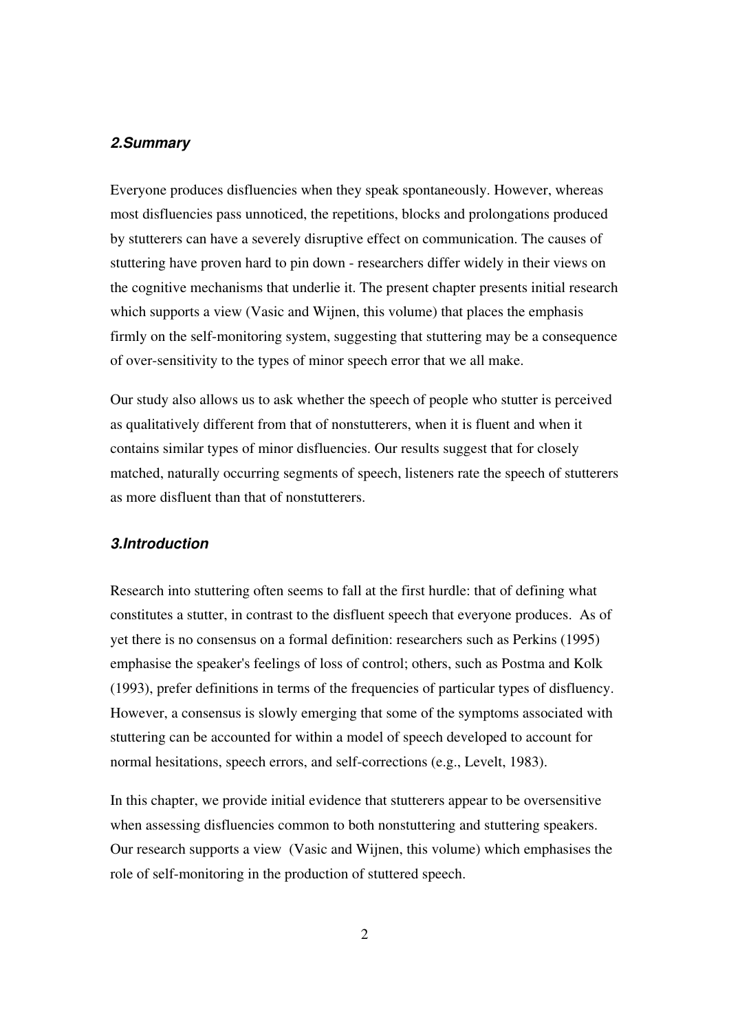## *2.Summary*

Everyone produces disfluencies when they speak spontaneously. However, whereas most disfluencies pass unnoticed, the repetitions, blocks and prolongations produced by stutterers can have a severely disruptive effect on communication. The causes of stuttering have proven hard to pin down - researchers differ widely in their views on the cognitive mechanisms that underlie it. The present chapter presents initial research which supports a view (Vasic and Wijnen, this volume) that places the emphasis firmly on the self-monitoring system, suggesting that stuttering may be a consequence of over-sensitivity to the types of minor speech error that we all make.

Our study also allows us to ask whether the speech of people who stutter is perceived as qualitatively different from that of nonstutterers, when it is fluent and when it contains similar types of minor disfluencies. Our results suggest that for closely matched, naturally occurring segments of speech, listeners rate the speech of stutterers as more disfluent than that of nonstutterers.

## *3.Introduction*

Research into stuttering often seems to fall at the first hurdle: that of defining what constitutes a stutter, in contrast to the disfluent speech that everyone produces. As of yet there is no consensus on a formal definition: researchers such as Perkins (1995) emphasise the speaker's feelings of loss of control; others, such as Postma and Kolk (1993), prefer definitions in terms of the frequencies of particular types of disfluency. However, a consensus is slowly emerging that some of the symptoms associated with stuttering can be accounted for within a model of speech developed to account for normal hesitations, speech errors, and self-corrections (e.g., Levelt, 1983).

In this chapter, we provide initial evidence that stutterers appear to be oversensitive when assessing disfluencies common to both nonstuttering and stuttering speakers. Our research supports a view (Vasic and Wijnen, this volume) which emphasises the role of self-monitoring in the production of stuttered speech.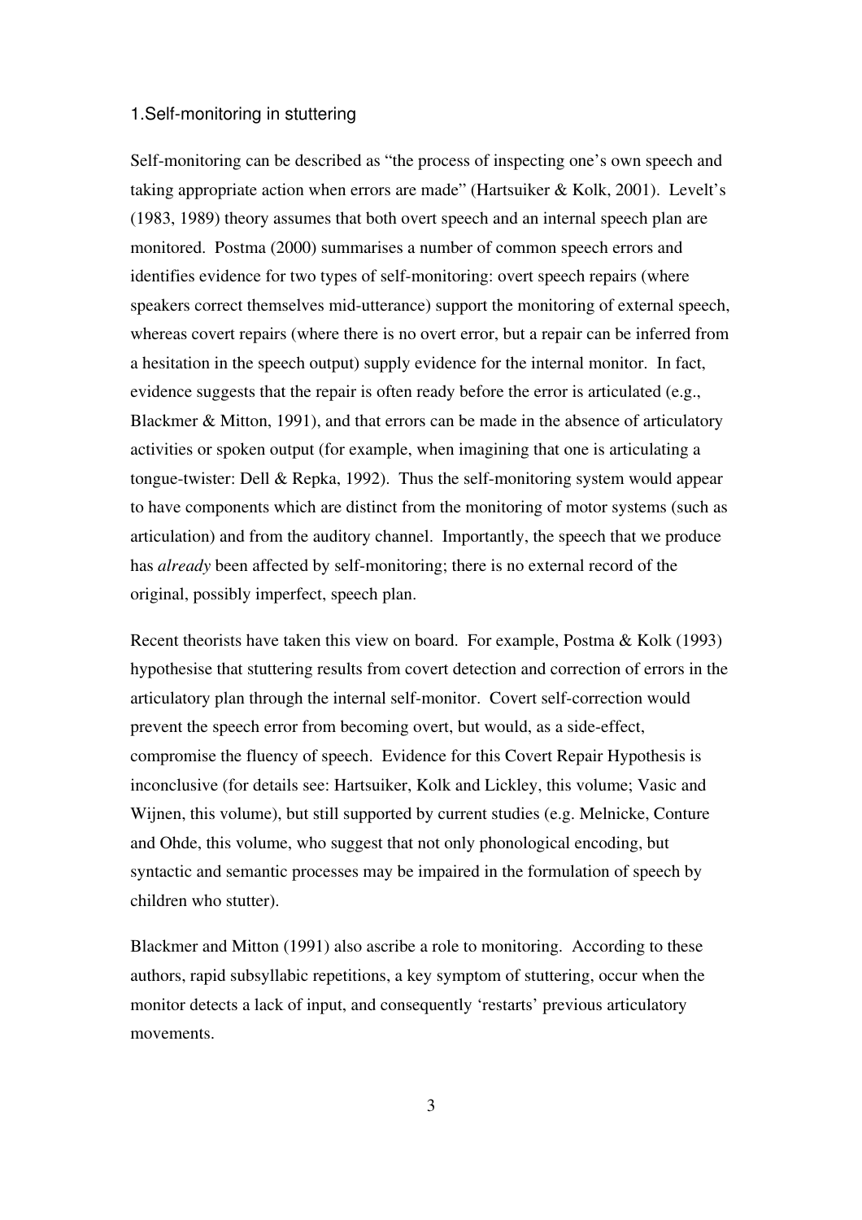## 1.Self-monitoring in stuttering

Self-monitoring can be described as "the process of inspecting one's own speech and taking appropriate action when errors are made" (Hartsuiker & Kolk, 2001). Levelt's (1983, 1989) theory assumes that both overt speech and an internal speech plan are monitored. Postma (2000) summarises a number of common speech errors and identifies evidence for two types of self-monitoring: overt speech repairs (where speakers correct themselves mid-utterance) support the monitoring of external speech, whereas covert repairs (where there is no overt error, but a repair can be inferred from a hesitation in the speech output) supply evidence for the internal monitor. In fact, evidence suggests that the repair is often ready before the error is articulated (e.g., Blackmer & Mitton, 1991), and that errors can be made in the absence of articulatory activities or spoken output (for example, when imagining that one is articulating a tongue-twister: Dell & Repka, 1992). Thus the self-monitoring system would appear to have components which are distinct from the monitoring of motor systems (such as articulation) and from the auditory channel. Importantly, the speech that we produce has *already* been affected by self-monitoring; there is no external record of the original, possibly imperfect, speech plan.

Recent theorists have taken this view on board. For example, Postma & Kolk (1993) hypothesise that stuttering results from covert detection and correction of errors in the articulatory plan through the internal self-monitor. Covert self-correction would prevent the speech error from becoming overt, but would, as a side-effect, compromise the fluency of speech. Evidence for this Covert Repair Hypothesis is inconclusive (for details see: Hartsuiker, Kolk and Lickley, this volume; Vasic and Wijnen, this volume), but still supported by current studies (e.g. Melnicke, Conture and Ohde, this volume, who suggest that not only phonological encoding, but syntactic and semantic processes may be impaired in the formulation of speech by children who stutter).

Blackmer and Mitton (1991) also ascribe a role to monitoring. According to these authors, rapid subsyllabic repetitions, a key symptom of stuttering, occur when the monitor detects a lack of input, and consequently 'restarts' previous articulatory movements.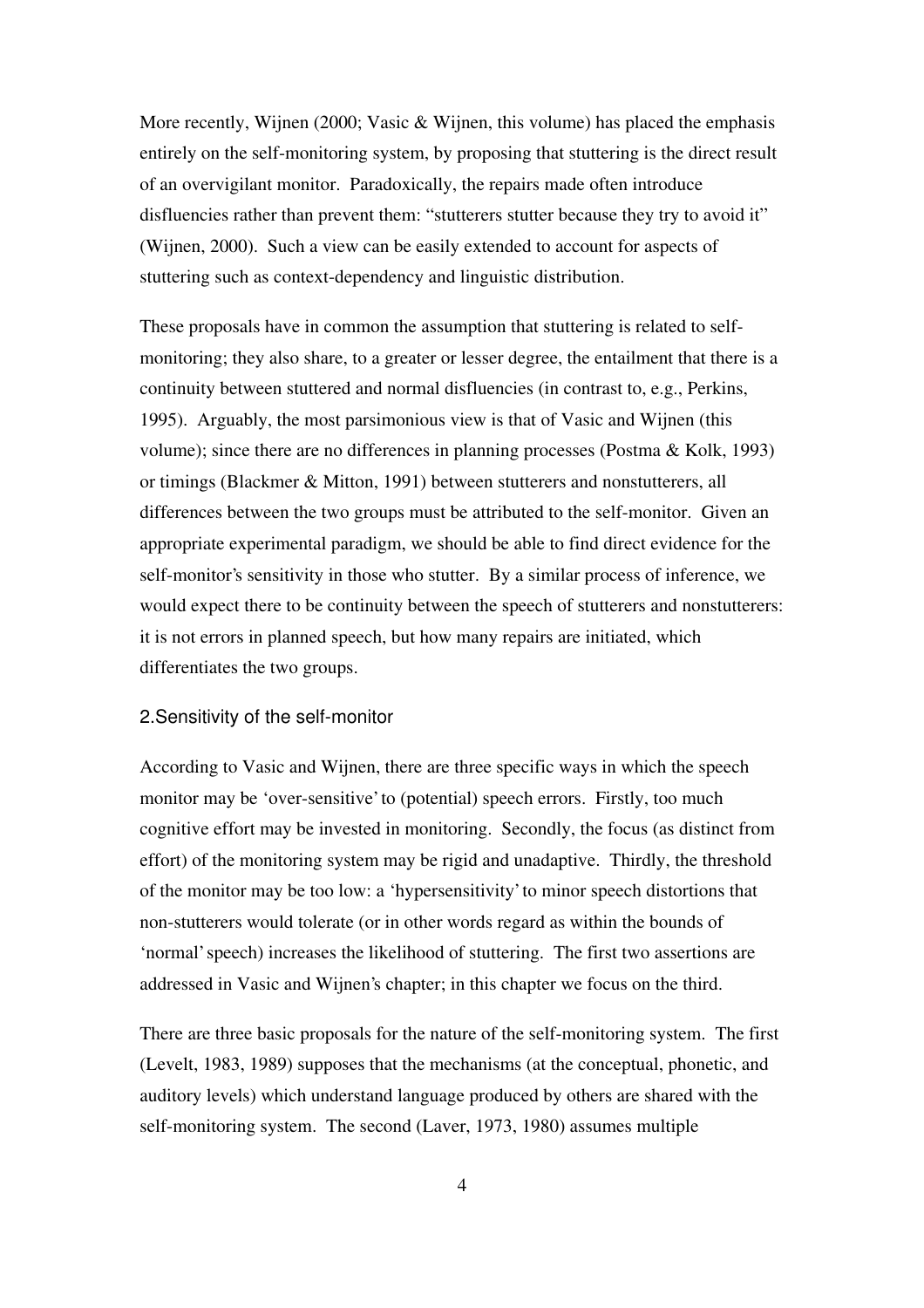More recently, Wijnen (2000; Vasic & Wijnen, this volume) has placed the emphasis entirely on the self-monitoring system, by proposing that stuttering is the direct result of an overvigilant monitor. Paradoxically, the repairs made often introduce disfluencies rather than prevent them: "stutterers stutter because they try to avoid it" (Wijnen, 2000). Such a view can be easily extended to account for aspects of stuttering such as context-dependency and linguistic distribution.

These proposals have in common the assumption that stuttering is related to self-monitoring; they also share, to a greater or lesser degree, the entailment that there is a continuity between stuttered and normal disfluencies (in contrast to, e.g., Perkins, 1995). Arguably, the most parsimonious view is that of Vasic and Wijnen (this volume); since there are no differences in planning processes (Postma & Kolk, 1993) or timings (Blackmer & Mitton, 1991) between stutterers and nonstutterers, all differences between the two groups must be attributed to the self-monitor. Given an appropriate experimental paradigm, we should be able to find direct evidence for the self-monitor's sensitivity in those who stutter. By a similar process of inference, we would expect there to be continuity between the speech of stutterers and nonstutterers: it is not errors in planned speech, but how many repairs are initiated, which differentiates the two groups.

## 2. Sensitivity of the self-monitor

According to Vasic and Wijnen, there are three specific ways in which the speech monitor may be 'over-sensitive' to (potential) speech errors. Firstly, too much cognitive effort may be invested in monitoring. Secondly, the focus (as distinct from effort) of the monitoring system may be rigid and unadaptive. Thirdly, the threshold of the monitor may be too low: a 'hypersensitivity' to minor speech distortions that non-stutterers would tolerate (or in other words regard as within the bounds of 'normal' speech) increases the likelihood of stuttering. The first two assertions are addressed in Vasic and Wijnen's chapter; in this chapter we focus on the third.

There are three basic proposals for the nature of the self-monitoring system. The first (Levelt, 1983, 1989) supposes that the mechanisms (at the conceptual, phonetic, and auditory levels) which understand language produced by others are shared with the self-monitoring system. The second (Laver, 1973, 1980) assumes multiple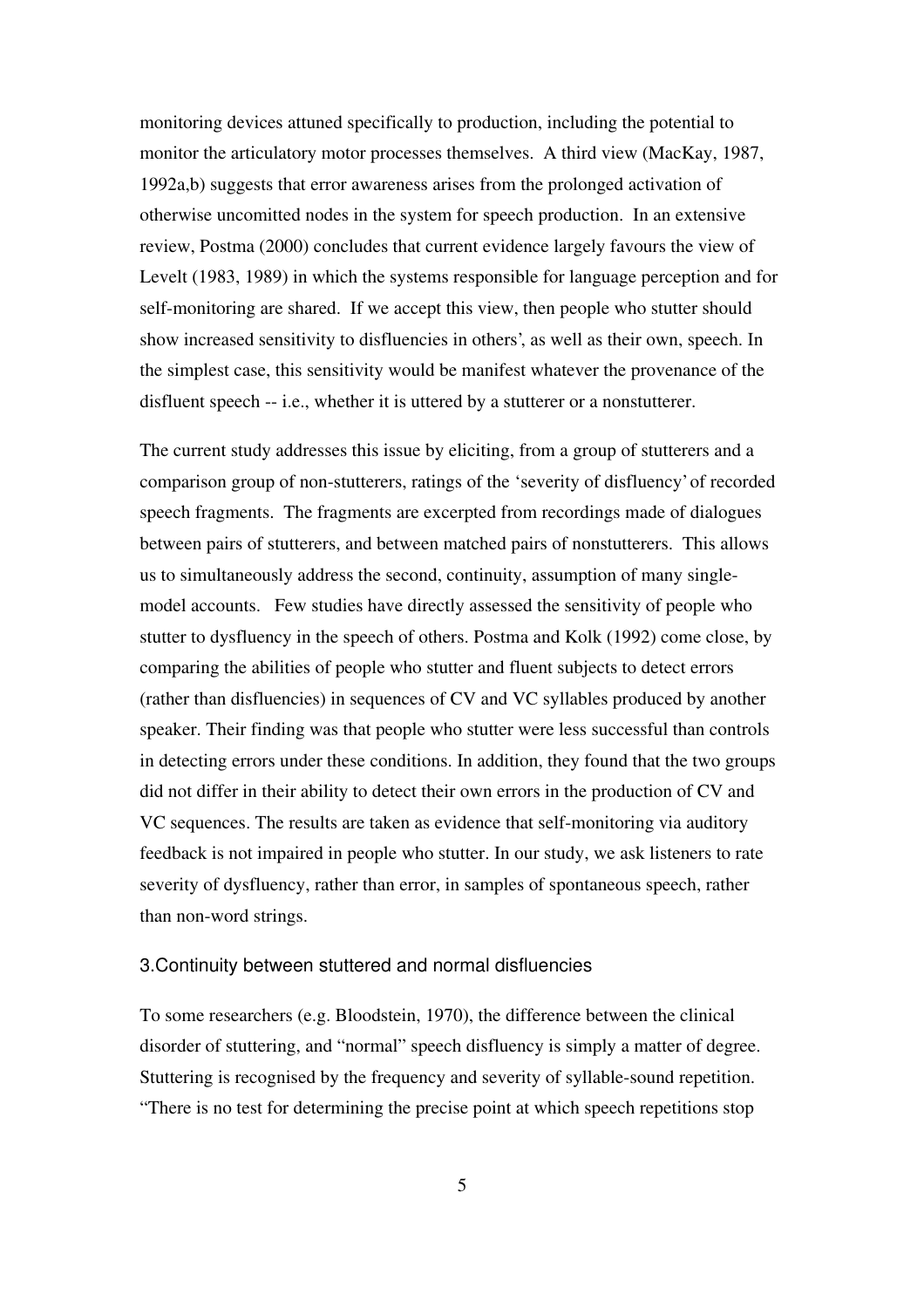monitoring devices attuned specifically to production, including the potential to monitor the articulatory motor processes themselves. A third view (MacKay, 1987, 1992a,b) suggests that error awareness arises from the prolonged activation of otherwise uncomitted nodes in the system for speech production. In an extensive review, Postma (2000) concludes that current evidence largely favours the view of Levelt (1983, 1989) in which the systems responsible for language perception and for self-monitoring are shared. If we accept this view, then people who stutter should show increased sensitivity to disfluencies in others', as well as their own, speech. In the simplest case, this sensitivity would be manifest whatever the provenance of the disfluent speech -- i.e., whether it is uttered by a stutterer or a nonstutterer.

The current study addresses this issue by eliciting, from a group of stutterers and a comparison group of non-stutterers, ratings of the 'severity of disfluency' of recorded speech fragments. The fragments are excerpted from recordings made of dialogues between pairs of stutterers, and between matched pairs of nonstutterers. This allows us to simultaneously address the second, continuity, assumption of many single-model accounts. Few studies have directly assessed the sensitivity of people who stutter to dysfluency in the speech of others. Postma and Kolk (1992) come close, by comparing the abilities of people who stutter and fluent subjects to detect errors (rather than disfluencies) in sequences of CV and VC syllables produced by another speaker. Their finding was that people who stutter were less successful than controls in detecting errors under these conditions. In addition, they found that the two groups did not differ in their ability to detect their own errors in the production of CV and VC sequences. The results are taken as evidence that self-monitoring via auditory feedback is not impaired in people who stutter. In our study, we ask listeners to rate severity of dysfluency, rather than error, in samples of spontaneous speech, rather than non-word strings.

## 3.Continuity between stuttered and normal disfluencies

To some researchers (e.g. Bloodstein, 1970), the difference between the clinical disorder of stuttering, and "normal" speech disfluency is simply a matter of degree. Stuttering is recognised by the frequency and severity of syllable-sound repetition. "There is no test for determining the precise point at which speech repetitions stop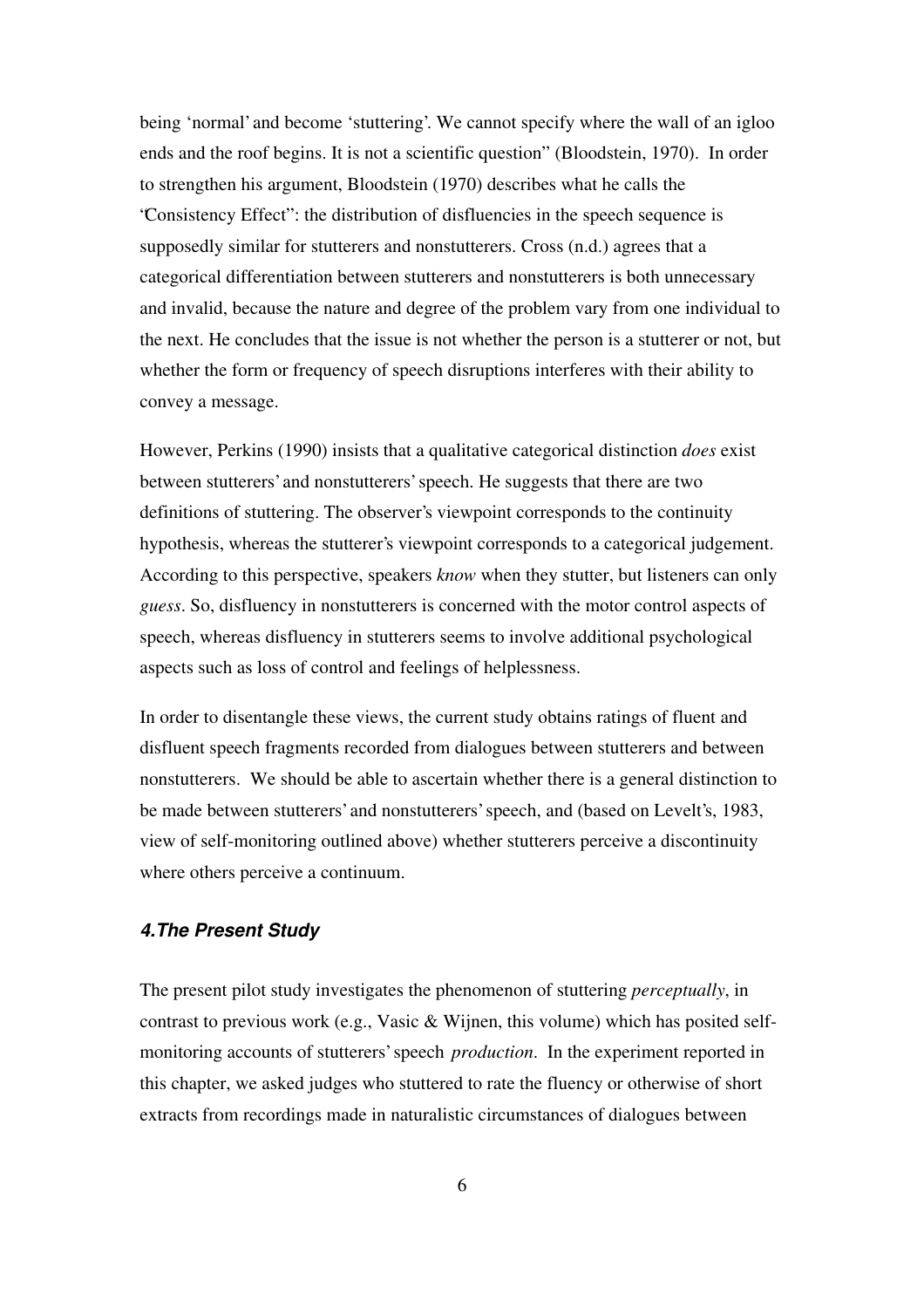being 'normal' and become 'stuttering'. We cannot specify where the wall of an igloo ends and the roof begins. It is not a scientific question" (Bloodstein, 1970). In order to strengthen his argument, Bloodstein (1970) describes what he calls the "Consistency Effect": the distribution of disfluencies in the speech sequence is supposedly similar for stutterers and nonstutterers. Cross (n.d.) agrees that a categorical differentiation between stutterers and nonstutterers is both unnecessary and invalid, because the nature and degree of the problem vary from one individual to the next. He concludes that the issue is not whether the person is a stutterer or not, but whether the form or frequency of speech disruptions interferes with their ability to convey a message.

However, Perkins (1990) insists that a qualitative categorical distinction *does* exist between stutterers' and nonstutterers' speech. He suggests that there are two definitions of stuttering. The observer's viewpoint corresponds to the continuity hypothesis, whereas the stutterer's viewpoint corresponds to a categorical judgement. According to this perspective, speakers *know* when they stutter, but listeners can only *guess*. So, disfluency in nonstutterers is concerned with the motor control aspects of speech, whereas disfluency in stutterers seems to involve additional psychological aspects such as loss of control and feelings of helplessness.

In order to disentangle these views, the current study obtains ratings of fluent and disfluent speech fragments recorded from dialogues between stutterers and between nonstutterers. We should be able to ascertain whether there is a general distinction to be made between stutterers' and nonstutterers' speech, and (based on Levelt's, 1983, view of self-monitoring outlined above) whether stutterers perceive a discontinuity where others perceive a continuum.

### *4. The Present Study*

The present pilot study investigates the phenomenon of stuttering *perceptually*, in contrast to previous work (e.g., Vasic & Wijnen, this volume) which has posited self-monitoring accounts of stutterers' speech *production*. In the experiment reported in this chapter, we asked judges who stuttered to rate the fluency or otherwise of short extracts from recordings made in naturalistic circumstances of dialogues between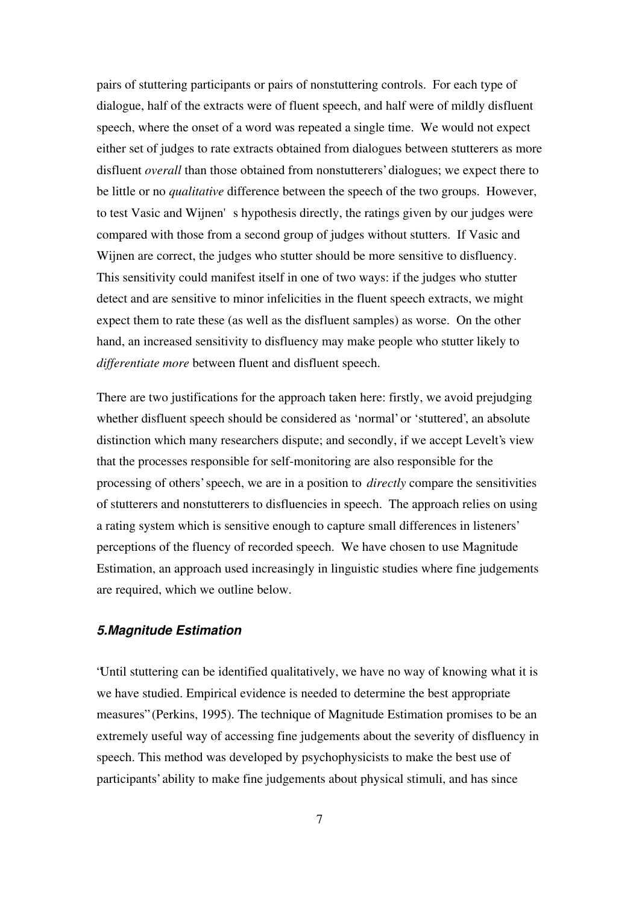pairs of stuttering participants or pairs of nonstuttering controls. For each type of dialogue, half of the extracts were of fluent speech, and half were of mildly disfluent speech, where the onset of a word was repeated a single time. We would not expect either set of judges to rate extracts obtained from dialogues between stutterers as more disfluent *overall* than those obtained from nonstutterers' dialogues; we expect there to be little or no *qualitative* difference between the speech of the two groups. However, to test Vasic and Wijnen's hypothesis directly, the ratings given by our judges were compared with those from a second group of judges without stutters. If Vasic and Wijnen are correct, the judges who stutter should be more sensitive to disfluency. This sensitivity could manifest itself in one of two ways: if the judges who stutter detect and are sensitive to minor infelicities in the fluent speech extracts, we might expect them to rate these (as well as the disfluent samples) as worse. On the other hand, an increased sensitivity to disfluency may make people who stutter likely to *differentiate more* between fluent and disfluent speech.

There are two justifications for the approach taken here: firstly, we avoid prejudging whether disfluent speech should be considered as 'normal' or 'stuttered', an absolute distinction which many researchers dispute; and secondly, if we accept Levelt's view that the processes responsible for self-monitoring are also responsible for the processing of others' speech, we are in a position to *directly* compare the sensitivities of stutterers and nonstutterers to disfluencies in speech. The approach relies on using a rating system which is sensitive enough to capture small differences in listeners' perceptions of the fluency of recorded speech. We have chosen to use Magnitude Estimation, an approach used increasingly in linguistic studies where fine judgements are required, which we outline below.

## 5. Magnitude Estimation

"Until stuttering can be identified qualitatively, we have no way of knowing what it is we have studied. Empirical evidence is needed to determine the best appropriate measures" (Perkins, 1995). The technique of Magnitude Estimation promises to be an extremely useful way of accessing fine judgements about the severity of disfluency in speech. This method was developed by psychophysicists to make the best use of participants' ability to make fine judgements about physical stimuli, and has since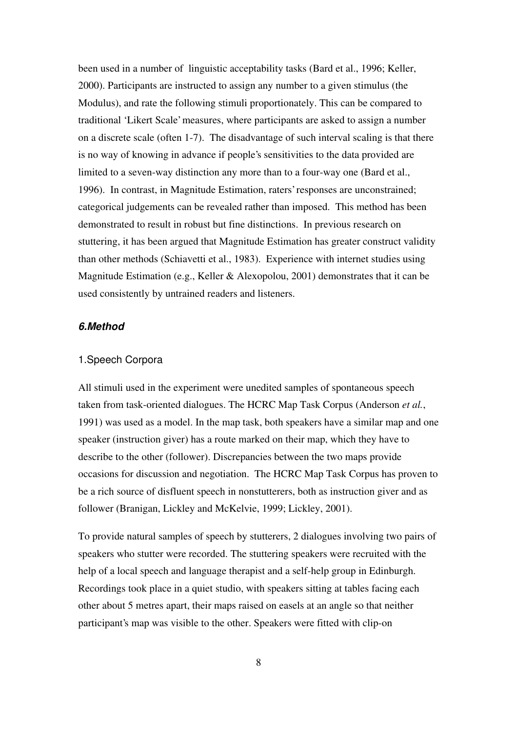been used in a number of linguistic acceptability tasks (Bard et al., 1996; Keller, 2000). Participants are instructed to assign any number to a given stimulus (the Modulus), and rate the following stimuli proportionately. This can be compared to traditional 'Likert Scale' measures, where participants are asked to assign a number on a discrete scale (often 1-7). The disadvantage of such interval scaling is that there is no way of knowing in advance if people's sensitivities to the data provided are limited to a seven-way distinction any more than to a four-way one (Bard et al., 1996). In contrast, in Magnitude Estimation, raters' responses are unconstrained; categorical judgements can be revealed rather than imposed. This method has been demonstrated to result in robust but fine distinctions. In previous research on stuttering, it has been argued that Magnitude Estimation has greater construct validity than other methods (Schiavetti et al., 1983). Experience with internet studies using Magnitude Estimation (e.g., Keller & Alexopolou, 2001) demonstrates that it can be used consistently by untrained readers and listeners.

## *6.Method*

### 1.Speech Corpora

All stimuli used in the experiment were unedited samples of spontaneous speech taken from task-oriented dialogues. The HCRC Map Task Corpus (Anderson *et al.*, 1991) was used as a model. In the map task, both speakers have a similar map and one speaker (instruction giver) has a route marked on their map, which they have to describe to the other (follower). Discrepancies between the two maps provide occasions for discussion and negotiation. The HCRC Map Task Corpus has proven to be a rich source of disfluent speech in nonstutterers, both as instruction giver and as follower (Branigan, Lickley and McKelvie, 1999; Lickley, 2001).

To provide natural samples of speech by stutterers, 2 dialogues involving two pairs of speakers who stutter were recorded. The stuttering speakers were recruited with the help of a local speech and language therapist and a self-help group in Edinburgh. Recordings took place in a quiet studio, with speakers sitting at tables facing each other about 5 metres apart, their maps raised on easels at an angle so that neither participant's map was visible to the other. Speakers were fitted with clip-on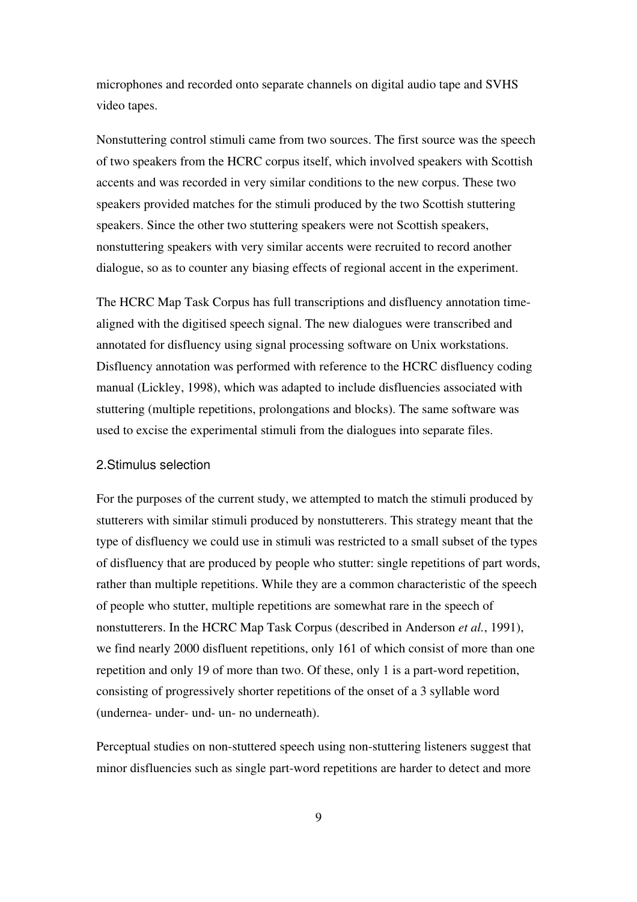microphones and recorded onto separate channels on digital audio tape and SVHS video tapes.

Nonstuttering control stimuli came from two sources. The first source was the speech of two speakers from the HCRC corpus itself, which involved speakers with Scottish accents and was recorded in very similar conditions to the new corpus. These two speakers provided matches for the stimuli produced by the two Scottish stuttering speakers. Since the other two stuttering speakers were not Scottish speakers, nonstuttering speakers with very similar accents were recruited to record another dialogue, so as to counter any biasing effects of regional accent in the experiment.

The HCRC Map Task Corpus has full transcriptions and disfluency annotation time-aligned with the digitised speech signal. The new dialogues were transcribed and annotated for disfluency using signal processing software on Unix workstations. Disfluency annotation was performed with reference to the HCRC disfluency coding manual (Lickley, 1998), which was adapted to include disfluencies associated with stuttering (multiple repetitions, prolongations and blocks). The same software was used to excise the experimental stimuli from the dialogues into separate files.

## 2. Stimulus selection

For the purposes of the current study, we attempted to match the stimuli produced by stutterers with similar stimuli produced by nonstutterers. This strategy meant that the type of disfluency we could use in stimuli was restricted to a small subset of the types of disfluency that are produced by people who stutter: single repetitions of part words, rather than multiple repetitions. While they are a common characteristic of the speech of people who stutter, multiple repetitions are somewhat rare in the speech of nonstutterers. In the HCRC Map Task Corpus (described in Anderson *et al.*, 1991), we find nearly 2000 disfluent repetitions, only 161 of which consist of more than one repetition and only 19 of more than two. Of these, only 1 is a part-word repetition, consisting of progressively shorter repetitions of the onset of a 3 syllable word (undernea- under- und- un- no underneath).

Perceptual studies on non-stuttered speech using non-stuttering listeners suggest that minor disfluencies such as single part-word repetitions are harder to detect and more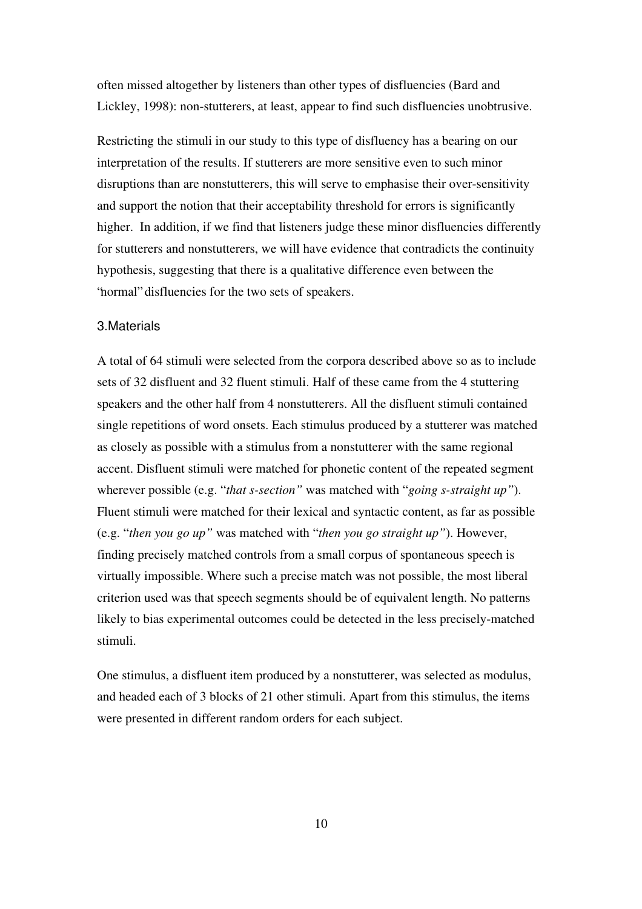often missed altogether by listeners than other types of disfluencies (Bard and Lickley, 1998): non-stutterers, at least, appear to find such disfluencies unobtrusive.

Restricting the stimuli in our study to this type of disfluency has a bearing on our interpretation of the results. If stutterers are more sensitive even to such minor disruptions than are nonstutterers, this will serve to emphasise their over-sensitivity and support the notion that their acceptability threshold for errors is significantly higher. In addition, if we find that listeners judge these minor disfluencies differently for stutterers and nonstutterers, we will have evidence that contradicts the continuity hypothesis, suggesting that there is a qualitative difference even between the "normal" disfluencies for the two sets of speakers.

## 3. Materials

A total of 64 stimuli were selected from the corpora described above so as to include sets of 32 disfluent and 32 fluent stimuli. Half of these came from the 4 stuttering speakers and the other half from 4 nonstutterers. All the disfluent stimuli contained single repetitions of word onsets. Each stimulus produced by a stutterer was matched as closely as possible with a stimulus from a nonstutterer with the same regional accent. Disfluent stimuli were matched for phonetic content of the repeated segment wherever possible (e.g. "*that s-section*" was matched with "*going s-straight up*"). Fluent stimuli were matched for their lexical and syntactic content, as far as possible (e.g. "*then you go up*" was matched with "*then you go straight up*"). However, finding precisely matched controls from a small corpus of spontaneous speech is virtually impossible. Where such a precise match was not possible, the most liberal criterion used was that speech segments should be of equivalent length. No patterns likely to bias experimental outcomes could be detected in the less precisely-matched stimuli.

One stimulus, a disfluent item produced by a nonstutterer, was selected as modulus, and headed each of 3 blocks of 21 other stimuli. Apart from this stimulus, the items were presented in different random orders for each subject.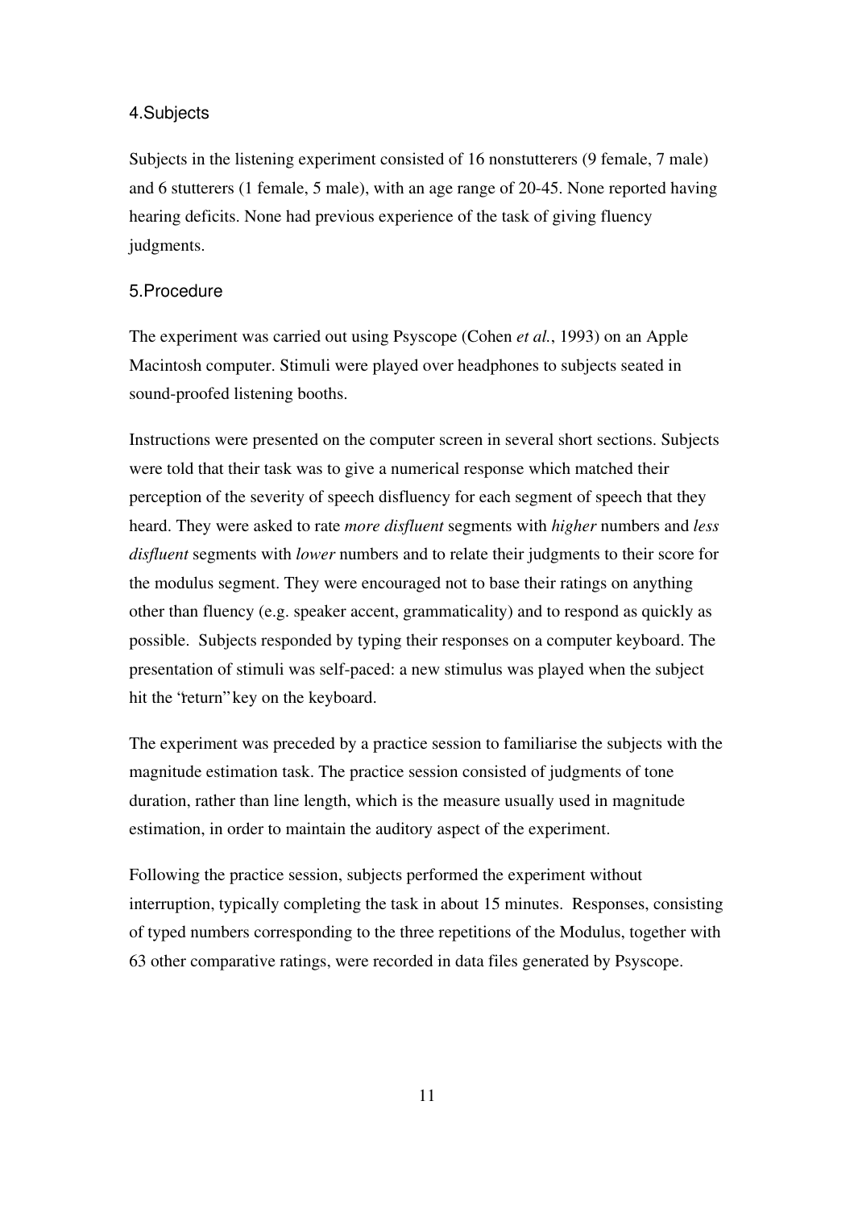## 4.Subjects

Subjects in the listening experiment consisted of 16 nonstutterers (9 female, 7 male) and 6 stutterers (1 female, 5 male), with an age range of 20-45. None reported having hearing deficits. None had previous experience of the task of giving fluency judgments.

## 5.Procedure

The experiment was carried out using Psyscope (Cohen *et al.*, 1993) on an Apple Macintosh computer. Stimuli were played over headphones to subjects seated in sound-proofed listening booths.

Instructions were presented on the computer screen in several short sections. Subjects were told that their task was to give a numerical response which matched their perception of the severity of speech disfluency for each segment of speech that they heard. They were asked to rate *more disfluent* segments with *higher* numbers and *less disfluent* segments with *lower* numbers and to relate their judgments to their score for the modulus segment. They were encouraged not to base their ratings on anything other than fluency (e.g. speaker accent, grammaticality) and to respond as quickly as possible. Subjects responded by typing their responses on a computer keyboard. The presentation of stimuli was self-paced: a new stimulus was played when the subject hit the "return" key on the keyboard.

The experiment was preceded by a practice session to familiarise the subjects with the magnitude estimation task. The practice session consisted of judgments of tone duration, rather than line length, which is the measure usually used in magnitude estimation, in order to maintain the auditory aspect of the experiment.

Following the practice session, subjects performed the experiment without interruption, typically completing the task in about 15 minutes. Responses, consisting of typed numbers corresponding to the three repetitions of the Modulus, together with 63 other comparative ratings, were recorded in data files generated by Psyscope.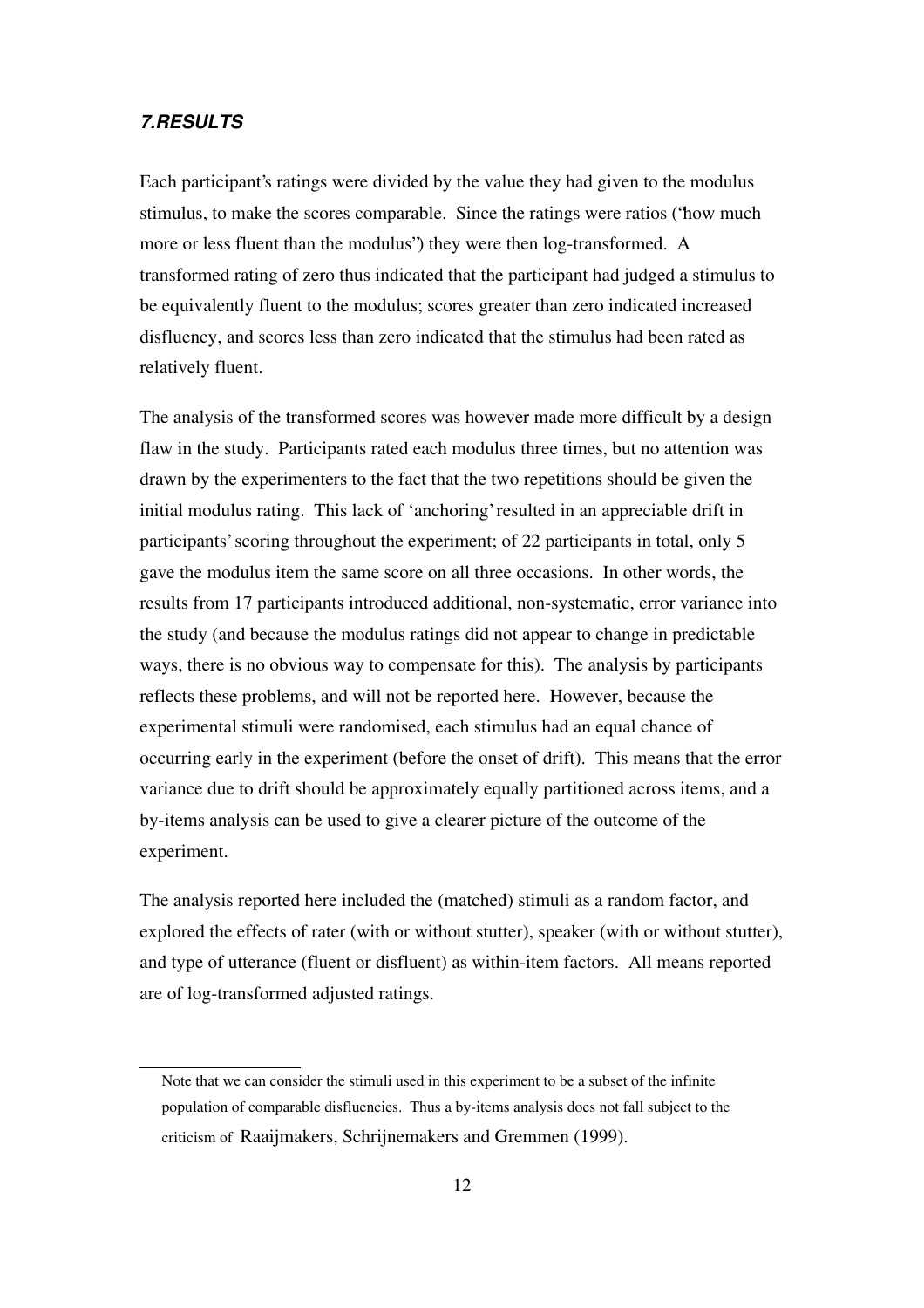## *7.RESULTS*

Each participant's ratings were divided by the value they had given to the modulus stimulus, to make the scores comparable. Since the ratings were ratios ('how much more or less fluent than the modulus") they were then log-transformed. A transformed rating of zero thus indicated that the participant had judged a stimulus to be equivalently fluent to the modulus; scores greater than zero indicated increased disfluency, and scores less than zero indicated that the stimulus had been rated as relatively fluent.

The analysis of the transformed scores was however made more difficult by a design flaw in the study. Participants rated each modulus three times, but no attention was drawn by the experimenters to the fact that the two repetitions should be given the initial modulus rating. This lack of 'anchoring' resulted in an appreciable drift in participants' scoring throughout the experiment; of 22 participants in total, only 5 gave the modulus item the same score on all three occasions. In other words, the results from 17 participants introduced additional, non-systematic, error variance into the study (and because the modulus ratings did not appear to change in predictable ways, there is no obvious way to compensate for this). The analysis by participants reflects these problems, and will not be reported here. However, because the experimental stimuli were randomised, each stimulus had an equal chance of occurring early in the experiment (before the onset of drift). This means that the error variance due to drift should be approximately equally partitioned across items, and a by-items analysis can be used to give a clearer picture of the outcome of the experiment.

The analysis reported here included the (matched) stimuli as a random factor, and explored the effects of rater (with or without stutter), speaker (with or without stutter), and type of utterance (fluent or disfluent) as within-item factors. All means reported are of log-transformed adjusted ratings.

---

Note that we can consider the stimuli used in this experiment to be a subset of the infinite population of comparable disfluencies. Thus a by-items analysis does not fall subject to the criticism of Raaijmakers, Schrijnemakers and Gremmen (1999).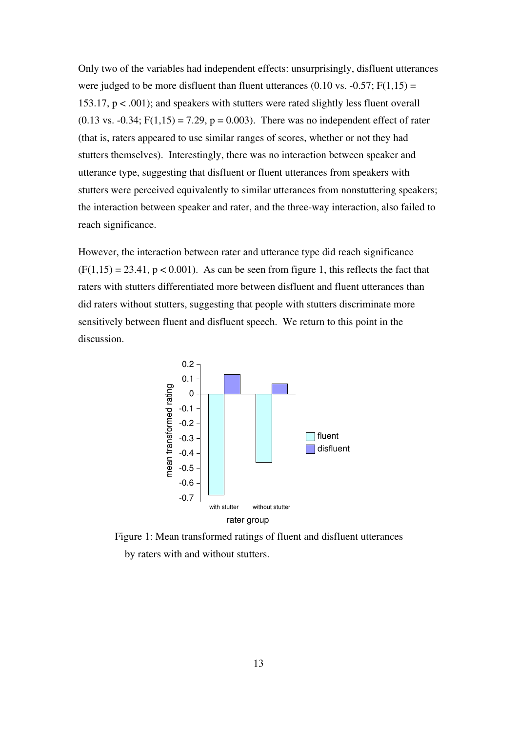Only two of the variables had independent effects: unsurprisingly, disfluent utterances were judged to be more disfluent than fluent utterances (0.10 vs. -0.57; $F(1,15) = 153.17$, $p < .001$); and speakers with stutters were rated slightly less fluent overall (0.13 vs. -0.34; $F(1,15) = 7.29$, $p = 0.003$). There was no independent effect of rater (that is, raters appeared to use similar ranges of scores, whether or not they had stutters themselves). Interestingly, there was no interaction between speaker and utterance type, suggesting that disfluent or fluent utterances from speakers with stutters were perceived equivalently to similar utterances from nonstuttering speakers; the interaction between speaker and rater, and the three-way interaction, also failed to reach significance.

However, the interaction between rater and utterance type did reach significance ($F(1,15) = 23.41$, $p < 0.001$). As can be seen from figure 1, this reflects the fact that raters with stutters differentiated more between disfluent and fluent utterances than did raters without stutters, suggesting that people with stutters discriminate more sensitively between fluent and disfluent speech. We return to this point in the discussion.

Figure 1: Mean transformed ratings of fluent and disfluent utterances by raters with and without stutters.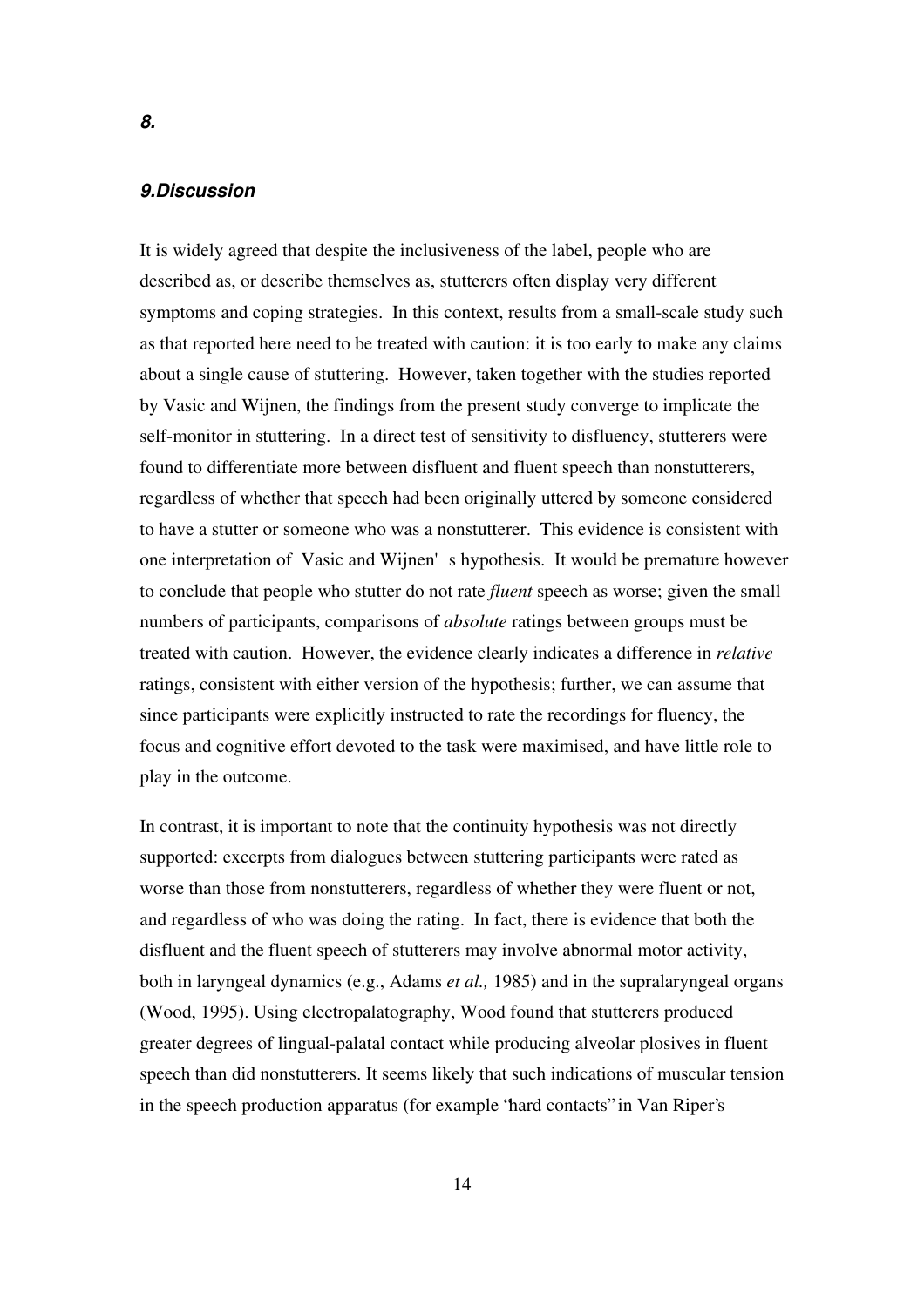## *8.*

## *9.Discussion*

It is widely agreed that despite the inclusiveness of the label, people who are described as, or describe themselves as, stutterers often display very different symptoms and coping strategies. In this context, results from a small-scale study such as that reported here need to be treated with caution: it is too early to make any claims about a single cause of stuttering. However, taken together with the studies reported by Vasic and Wijnen, the findings from the present study converge to implicate the self-monitor in stuttering. In a direct test of sensitivity to disfluency, stutterers were found to differentiate more between disfluent and fluent speech than nonstutterers, regardless of whether that speech had been originally uttered by someone considered to have a stutter or someone who was a nonstutterer. This evidence is consistent with one interpretation of Vasic and Wijnen's hypothesis. It would be premature however to conclude that people who stutter do not rate *fluent* speech as worse; given the small numbers of participants, comparisons of *absolute* ratings between groups must be treated with caution. However, the evidence clearly indicates a difference in *relative* ratings, consistent with either version of the hypothesis; further, we can assume that since participants were explicitly instructed to rate the recordings for fluency, the focus and cognitive effort devoted to the task were maximised, and have little role to play in the outcome.

In contrast, it is important to note that the continuity hypothesis was not directly supported: excerpts from dialogues between stuttering participants were rated as worse than those from nonstutterers, regardless of whether they were fluent or not, and regardless of who was doing the rating. In fact, there is evidence that both the disfluent and the fluent speech of stutterers may involve abnormal motor activity, both in laryngeal dynamics (e.g., Adams *et al.,* 1985) and in the supralaryngeal organs (Wood, 1995). Using electropalatography, Wood found that stutterers produced greater degrees of lingual-palatal contact while producing alveolar plosives in fluent speech than did nonstutterers. It seems likely that such indications of muscular tension in the speech production apparatus (for example "hard contacts" in Van Riper's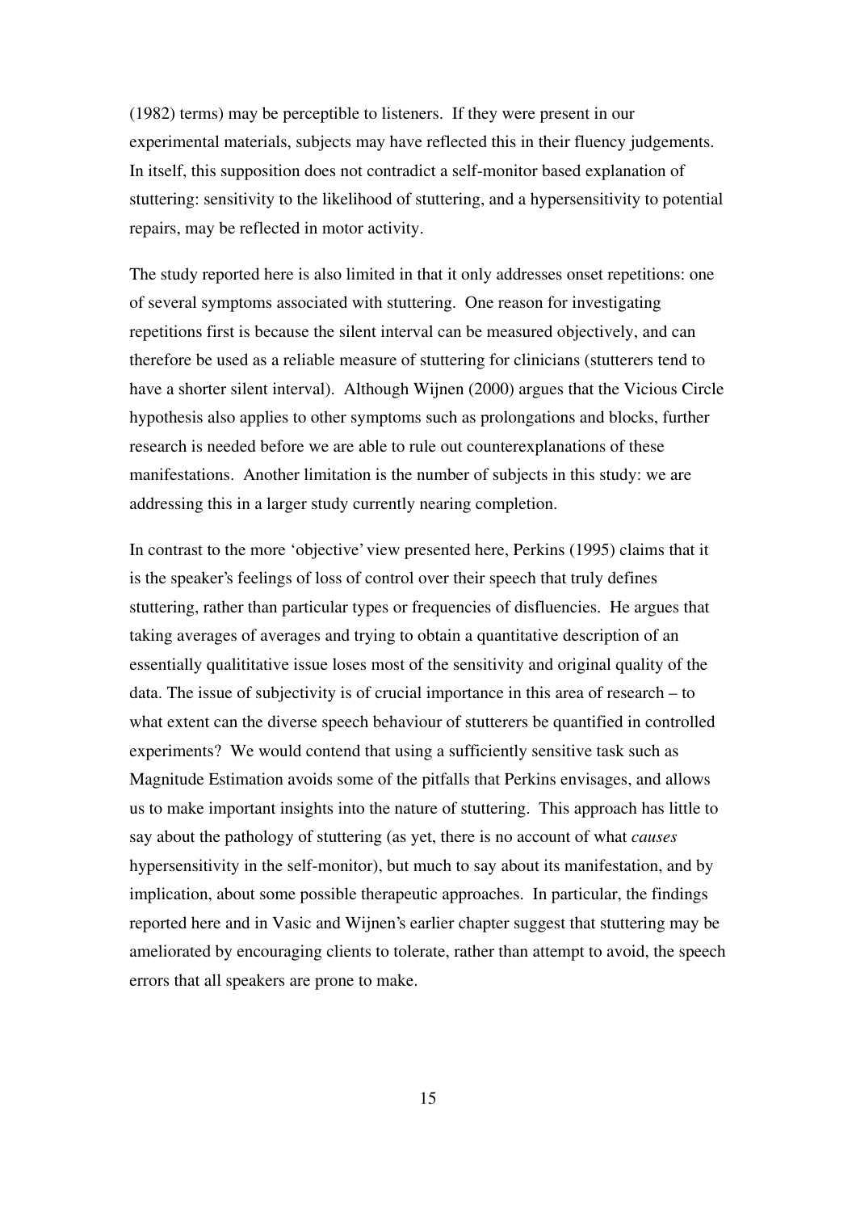(1982) terms) may be perceptible to listeners. If they were present in our experimental materials, subjects may have reflected this in their fluency judgements. In itself, this supposition does not contradict a self-monitor based explanation of stuttering: sensitivity to the likelihood of stuttering, and a hypersensitivity to potential repairs, may be reflected in motor activity.

The study reported here is also limited in that it only addresses onset repetitions: one of several symptoms associated with stuttering. One reason for investigating repetitions first is because the silent interval can be measured objectively, and can therefore be used as a reliable measure of stuttering for clinicians (stutterers tend to have a shorter silent interval). Although Wijnen (2000) argues that the Vicious Circle hypothesis also applies to other symptoms such as prolongations and blocks, further research is needed before we are able to rule out counterexplanations of these manifestations. Another limitation is the number of subjects in this study: we are addressing this in a larger study currently nearing completion.

In contrast to the more 'objective' view presented here, Perkins (1995) claims that it is the speaker's feelings of loss of control over their speech that truly defines stuttering, rather than particular types or frequencies of disfluencies. He argues that taking averages of averages and trying to obtain a quantitative description of an essentially qualititative issue loses most of the sensitivity and original quality of the data. The issue of subjectivity is of crucial importance in this area of research – to what extent can the diverse speech behaviour of stutterers be quantified in controlled experiments? We would contend that using a sufficiently sensitive task such as Magnitude Estimation avoids some of the pitfalls that Perkins envisages, and allows us to make important insights into the nature of stuttering. This approach has little to say about the pathology of stuttering (as yet, there is no account of what *causes* hypersensitivity in the self-monitor), but much to say about its manifestation, and by implication, about some possible therapeutic approaches. In particular, the findings reported here and in Vasic and Wijnen's earlier chapter suggest that stuttering may be ameliorated by encouraging clients to tolerate, rather than attempt to avoid, the speech errors that all speakers are prone to make.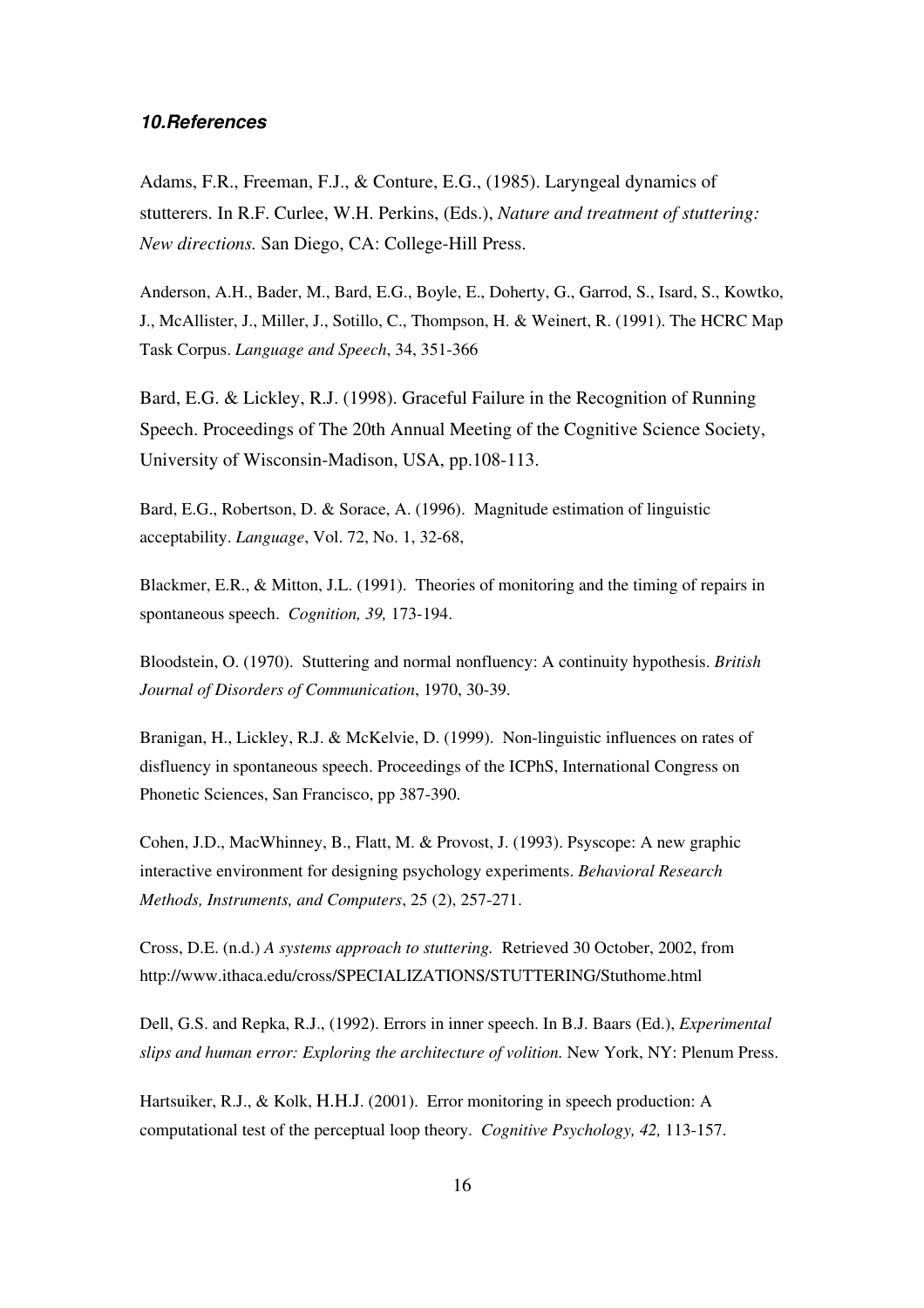### *10.References*

Adams, F.R., Freeman, F.J., & Conture, E.G., (1985). Laryngeal dynamics of stutterers. In R.F. Curlee, W.H. Perkins, (Eds.), *Nature and treatment of stuttering: New directions.* San Diego, CA: College-Hill Press.

Anderson, A.H., Bader, M., Bard, E.G., Boyle, E., Doherty, G., Garrod, S., Isard, S., Kowtko, J., McAllister, J., Miller, J., Sotillo, C., Thompson, H. & Weinert, R. (1991). The HCRC Map Task Corpus. *Language and Speech*, 34, 351-366

Bard, E.G. & Lickley, R.J. (1998). Graceful Failure in the Recognition of Running Speech. Proceedings of The 20th Annual Meeting of the Cognitive Science Society, University of Wisconsin-Madison, USA, pp.108-113.

Bard, E.G., Robertson, D. & Sorace, A. (1996). Magnitude estimation of linguistic acceptability. *Language*, Vol. 72, No. 1, 32-68,

Blackmer, E.R., & Mitton, J.L. (1991). Theories of monitoring and the timing of repairs in spontaneous speech. *Cognition, 39,* 173-194.

Bloodstein, O. (1970). Stuttering and normal nonfluency: A continuity hypothesis. *British Journal of Disorders of Communication*, 1970, 30-39.

Branigan, H., Lickley, R.J. & McKelvie, D. (1999). Non-linguistic influences on rates of disfluency in spontaneous speech. Proceedings of the ICPhS, International Congress on Phonetic Sciences, San Francisco, pp 387-390.

Cohen, J.D., MacWhinney, B., Flatt, M. & Provost, J. (1993). Psyscope: A new graphic interactive environment for designing psychology experiments. *Behavioral Research Methods, Instruments, and Computers*, 25 (2), 257-271.

Cross, D.E. (n.d.) *A systems approach to stuttering.* Retrieved 30 October, 2002, from http://www.ithaca.edu/cross/SPECIALIZATIONS/STUTTERING/Stuthome.html

Dell, G.S. and Repka, R.J., (1992). Errors in inner speech. In B.J. Baars (Ed.), *Experimental slips and human error: Exploring the architecture of volition.* New York, NY: Plenum Press.

Hartsuiker, R.J., & Kolk, H.H.J. (2001). Error monitoring in speech production: A computational test of the perceptual loop theory. *Cognitive Psychology, 42,* 113-157.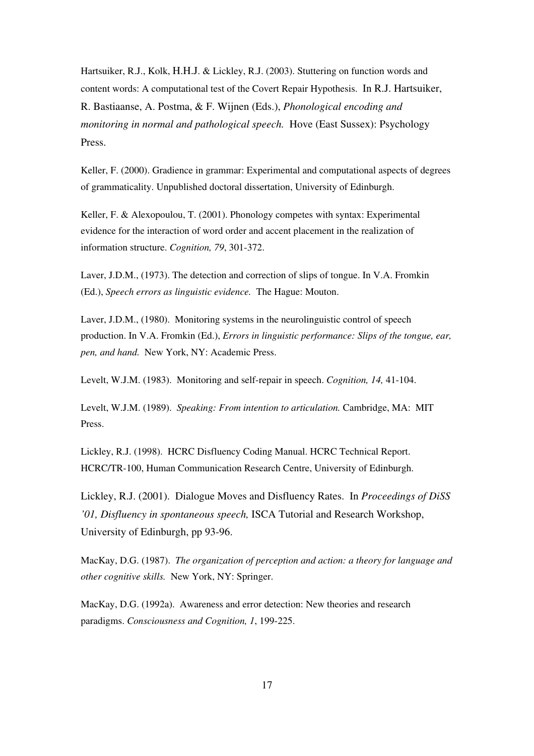Hartsuiker, R.J., Kolk, H.H.J. & Lickley, R.J. (2003). Stuttering on function words and content words: A computational test of the Covert Repair Hypothesis. In R.J. Hartsuiker, R. Bastiaanse, A. Postma, & F. Wijnen (Eds.), *Phonological encoding and monitoring in normal and pathological speech.* Hove (East Sussex): Psychology Press.

Keller, F. (2000). Gradience in grammar: Experimental and computational aspects of degrees of grammaticality. Unpublished doctoral dissertation, University of Edinburgh.

Keller, F. & Alexopoulou, T. (2001). Phonology competes with syntax: Experimental evidence for the interaction of word order and accent placement in the realization of information structure. *Cognition, 79*, 301-372.

Laver, J.D.M., (1973). The detection and correction of slips of tongue. In V.A. Fromkin (Ed.), *Speech errors as linguistic evidence.* The Hague: Mouton.

Laver, J.D.M., (1980). Monitoring systems in the neurolinguistic control of speech production. In V.A. Fromkin (Ed.), *Errors in linguistic performance: Slips of the tongue, ear, pen, and hand.* New York, NY: Academic Press.

Levelt, W.J.M. (1983). Monitoring and self-repair in speech. *Cognition, 14,* 41-104.

Levelt, W.J.M. (1989). *Speaking: From intention to articulation.* Cambridge, MA: MIT Press.

Lickley, R.J. (1998). HCRC Disfluency Coding Manual. HCRC Technical Report. HCRC/TR-100, Human Communication Research Centre, University of Edinburgh.

Lickley, R.J. (2001). Dialogue Moves and Disfluency Rates. In *Proceedings of DiSS '01, Disfluency in spontaneous speech,* ISCA Tutorial and Research Workshop, University of Edinburgh, pp 93-96.

MacKay, D.G. (1987). *The organization of perception and action: a theory for language and other cognitive skills.* New York, NY: Springer.

MacKay, D.G. (1992a). Awareness and error detection: New theories and research paradigms. *Consciousness and Cognition, 1*, 199-225.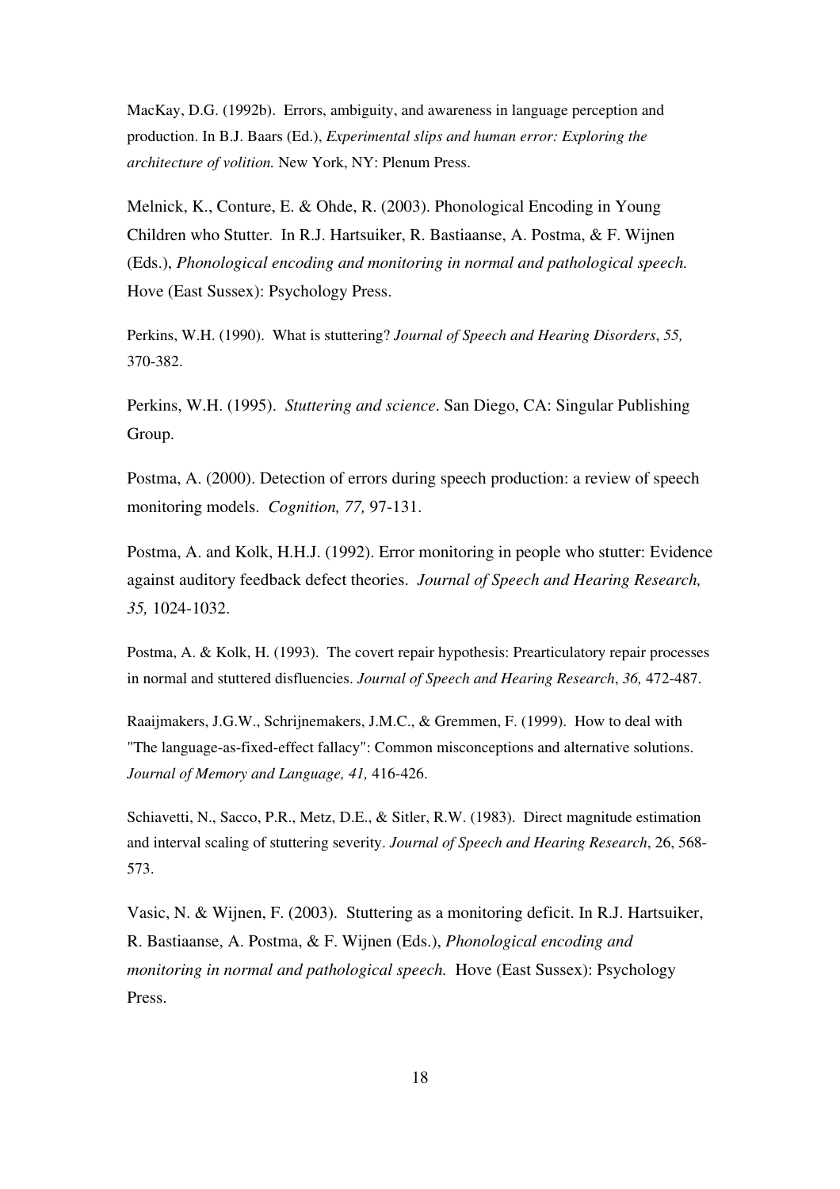MacKay, D.G. (1992b). Errors, ambiguity, and awareness in language perception and production. In B.J. Baars (Ed.), *Experimental slips and human error: Exploring the architecture of volition.* New York, NY: Plenum Press.

Melnick, K., Conture, E. & Ohde, R. (2003). Phonological Encoding in Young Children who Stutter. In R.J. Hartsuiker, R. Bastiaanse, A. Postma, & F. Wijnen (Eds.), *Phonological encoding and monitoring in normal and pathological speech.* Hove (East Sussex): Psychology Press.

Perkins, W.H. (1990). What is stuttering? *Journal of Speech and Hearing Disorders*, *55,* 370-382.

Perkins, W.H. (1995). *Stuttering and science*. San Diego, CA: Singular Publishing Group.

Postma, A. (2000). Detection of errors during speech production: a review of speech monitoring models. *Cognition, 77,* 97-131.

Postma, A. and Kolk, H.H.J. (1992). Error monitoring in people who stutter: Evidence against auditory feedback defect theories. *Journal of Speech and Hearing Research, 35,* 1024-1032.

Postma, A. & Kolk, H. (1993). The covert repair hypothesis: Prearticulatory repair processes in normal and stuttered disfluencies. *Journal of Speech and Hearing Research*, *36,* 472-487.

Raaijmakers, J.G.W., Schrijnemakers, J.M.C., & Gremmen, F. (1999). How to deal with "The language-as-fixed-effect fallacy": Common misconceptions and alternative solutions. *Journal of Memory and Language, 41,* 416-426.

Schiavetti, N., Sacco, P.R., Metz, D.E., & Sitler, R.W. (1983). Direct magnitude estimation and interval scaling of stuttering severity. *Journal of Speech and Hearing Research*, 26, 568-573.

Vasic, N. & Wijnen, F. (2003). Stuttering as a monitoring deficit. In R.J. Hartsuiker, R. Bastiaanse, A. Postma, & F. Wijnen (Eds.), *Phonological encoding and monitoring in normal and pathological speech.* Hove (East Sussex): Psychology Press.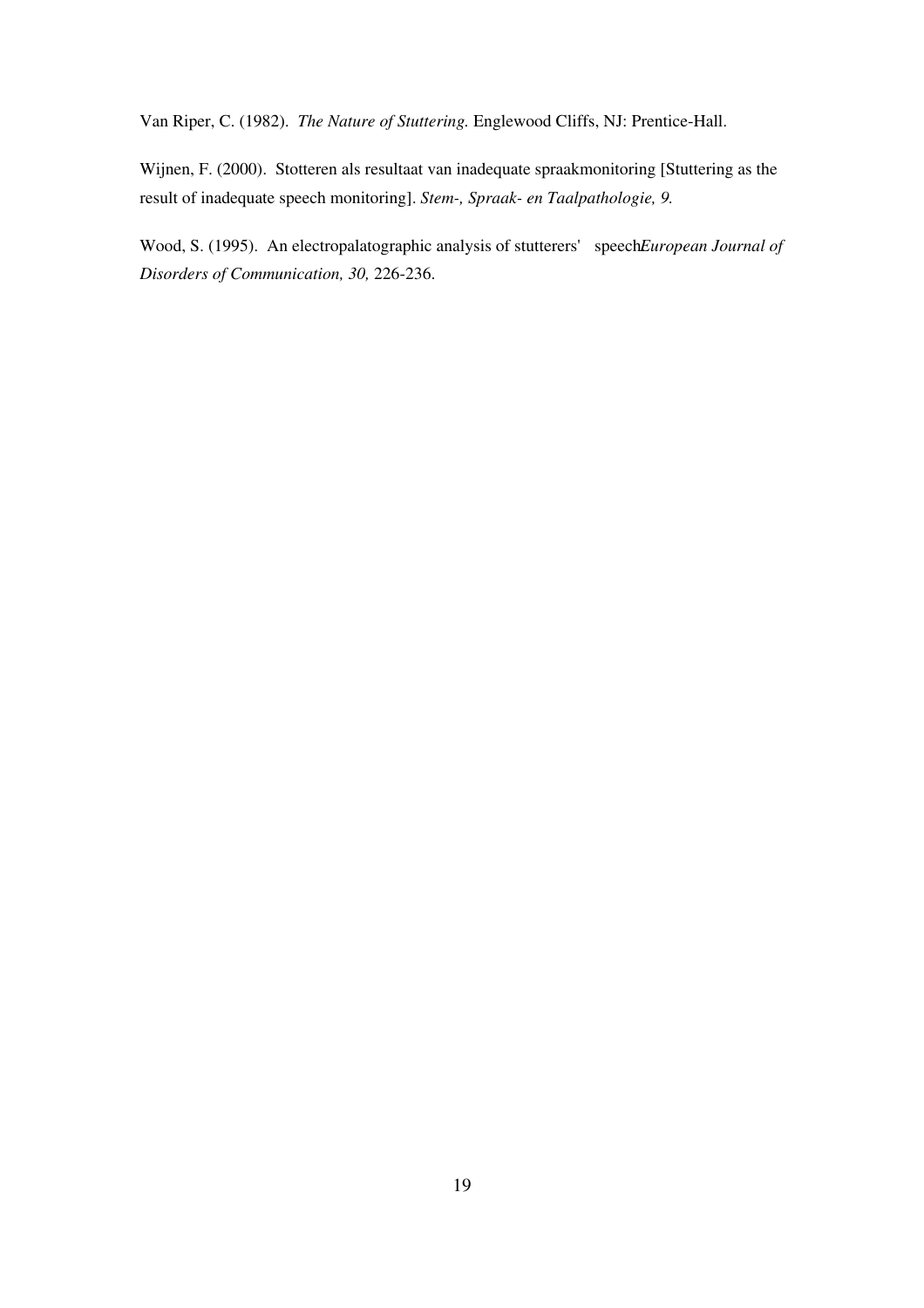Van Riper, C. (1982). *The Nature of Stuttering.* Englewood Cliffs, NJ: Prentice-Hall.

Wijnen, F. (2000). Stotteren als resultaat van inadequate spraakmonitoring [Stuttering as the result of inadequate speech monitoring]. *Stem-, Spraak- en Taalpathologie, 9.*

Wood, S. (1995). An electropalatographic analysis of stutterers' speech*European Journal of Disorders of Communication, 30,* 226-236.